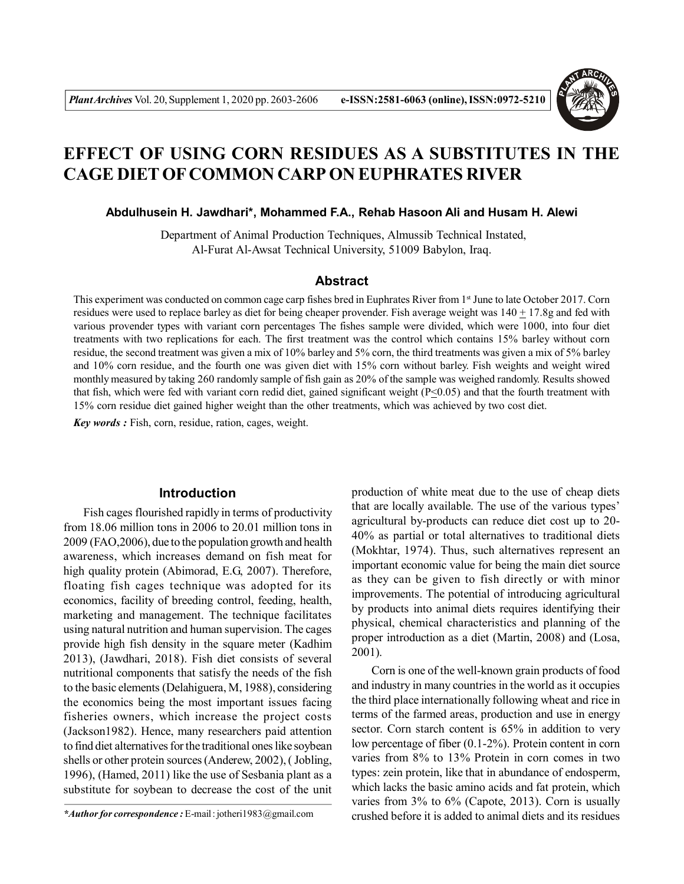# EFFECT OF USING CORN RESIDUES AS A SUBSTITUTES IN THE CAGE DIET OF COMMON CARP ON EUPHRATES RIVER

**Abdulhusein H. Jawdhari\*, Mohammed F.A., Rehab Hasoon Ali and Husam H. Alewi**

Department of Animal Production Techniques, Almussib Technical Instated, Al-Furat Al-Awsat Technical University, 51009 Babylon, Iraq.

## Abstract

This experiment was conducted on common cage carp fishes bred in Euphrates River from 1st June to late October 2017. Corn residues were used to replace barley as diet for being cheaper provender. Fish average weight was 140 $\pm$ 17.8g and fed with various provender types with variant corn percentages The fishes sample were divided, which were 1000, into four diet treatments with two replications for each. The first treatment was the control which contains 15% barley without corn residue, the second treatment was given a mix of 10% barley and 5% corn, the third treatments was given a mix of 5% barley and 10% corn residue, and the fourth one was given diet with 15% corn without barley. Fish weights and weight wired monthly measured by taking 260 randomly sample of fish gain as 20% of the sample was weighed randomly. Results showed that fish, which were fed with variant corn redid diet, gained significant weight ($P \leq 0.05$) and that the fourth treatment with 15% corn residue diet gained higher weight than the other treatments, which was achieved by two cost diet.

***Key words :*** Fish, corn, residue, ration, cages, weight.

## Introduction

Fish cages flourished rapidly in terms of productivity from 18.06 million tons in 2006 to 20.01 million tons in 2009 (FAO,2006), due to the population growth and health awareness, which increases demand on fish meat for high quality protein (Abimorad, E.G, 2007). Therefore, floating fish cages technique was adopted for its economics, facility of breeding control, feeding, health, marketing and management. The technique facilitates using natural nutrition and human supervision. The cages provide high fish density in the square meter (Kadhim 2013), (Jawdhari, 2018). Fish diet consists of several nutritional components that satisfy the needs of the fish to the basic elements (Delahiguera, M, 1988), considering the economics being the most important issues facing fisheries owners, which increase the project costs (Jackson1982). Hence, many researchers paid attention to find diet alternatives for the traditional ones like soybean shells or other protein sources (Anderew, 2002), ( Jobling, 1996), (Hamed, 2011) like the use of Sesbania plant as a substitute for soybean to decrease the cost of the unit production of white meat due to the use of cheap diets that are locally available. The use of the various types' agricultural by-products can reduce diet cost up to 20-40% as partial or total alternatives to traditional diets (Mokhtar, 1974). Thus, such alternatives represent an important economic value for being the main diet source as they can be given to fish directly or with minor improvements. The potential of introducing agricultural by products into animal diets requires identifying their physical, chemical characteristics and planning of the proper introduction as a diet (Martin, 2008) and (Losa, 2001).

Corn is one of the well-known grain products of food and industry in many countries in the world as it occupies the third place internationally following wheat and rice in terms of the farmed areas, production and use in energy sector. Corn starch content is 65% in addition to very low percentage of fiber (0.1-2%). Protein content in corn varies from 8% to 13% Protein in corn comes in two types: zein protein, like that in abundance of endosperm, which lacks the basic amino acids and fat protein, which varies from 3% to 6% (Capote, 2013). Corn is usually crushed before it is added to animal diets and its residues

*\*Author for correspondence :* E-mail : jotheri1983@gmail.com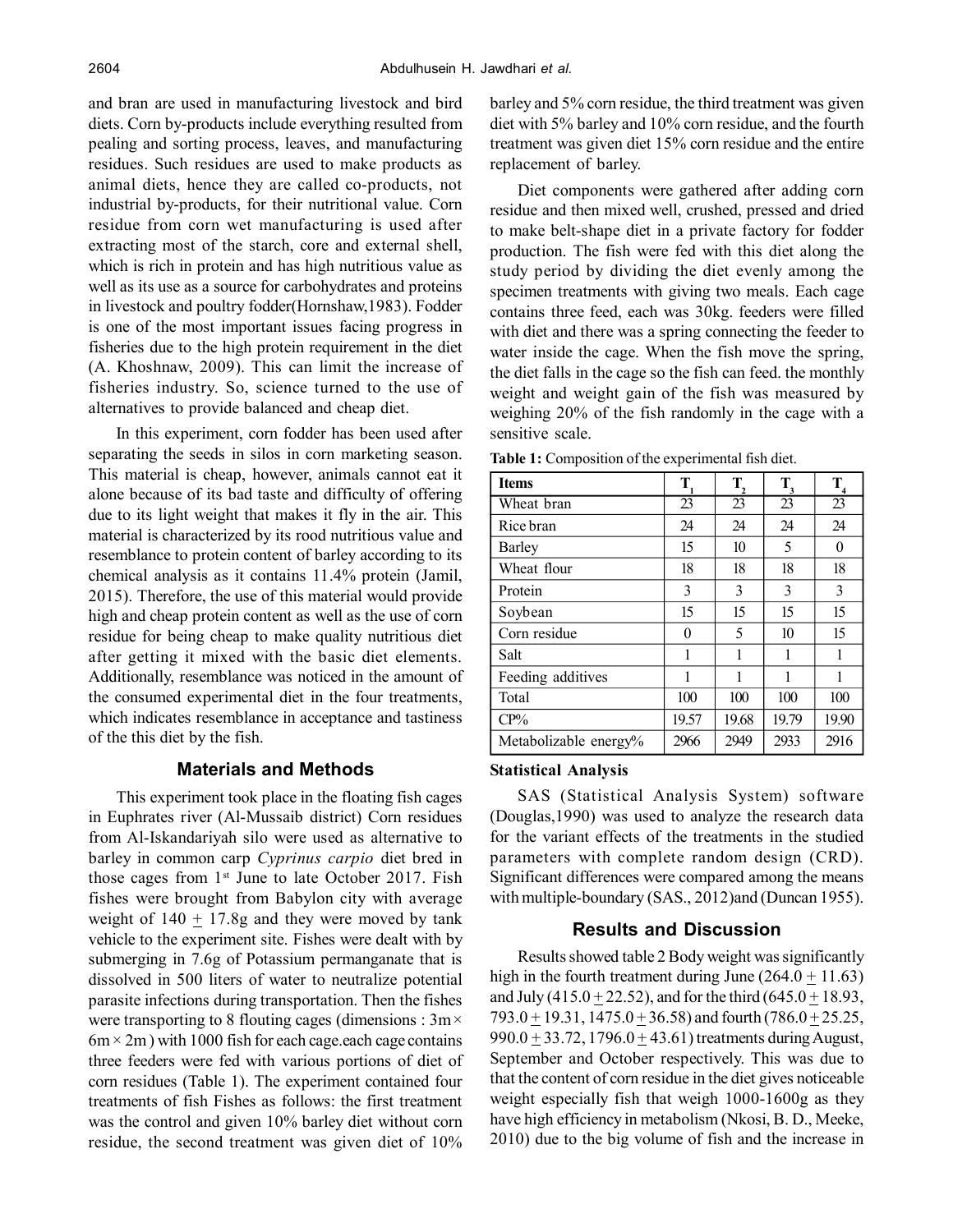and bran are used in manufacturing livestock and bird diets. Corn by-products include everything resulted from pealing and sorting process, leaves, and manufacturing residues. Such residues are used to make products as animal diets, hence they are called co-products, not industrial by-products, for their nutritional value. Corn residue from corn wet manufacturing is used after extracting most of the starch, core and external shell, which is rich in protein and has high nutritious value as well as its use as a source for carbohydrates and proteins in livestock and poultry fodder(Hornshaw,1983). Fodder is one of the most important issues facing progress in fisheries due to the high protein requirement in the diet (A. Khoshnaw, 2009). This can limit the increase of fisheries industry. So, science turned to the use of alternatives to provide balanced and cheap diet.

In this experiment, corn fodder has been used after separating the seeds in silos in corn marketing season. This material is cheap, however, animals cannot eat it alone because of its bad taste and difficulty of offering due to its light weight that makes it fly in the air. This material is characterized by its rood nutritious value and resemblance to protein content of barley according to its chemical analysis as it contains 11.4% protein (Jamil, 2015). Therefore, the use of this material would provide high and cheap protein content as well as the use of corn residue for being cheap to make quality nutritious diet after getting it mixed with the basic diet elements. Additionally, resemblance was noticed in the amount of the consumed experimental diet in the four treatments, which indicates resemblance in acceptance and tastiness of the this diet by the fish.

## Materials and Methods

This experiment took place in the floating fish cages in Euphrates river (Al-Mussaib district) Corn residues from Al-Iskandariyah silo were used as alternative to barley in common carp *Cyprinus carpio* diet bred in those cages from 1st June to late October 2017. Fish fishes were brought from Babylon city with average weight of 140 ± 17.8g and they were moved by tank vehicle to the experiment site. Fishes were dealt with by submerging in 7.6g of Potassium permanganate that is dissolved in 500 liters of water to neutralize potential parasite infections during transportation. Then the fishes were transporting to 8 flouting cages (dimensions : 3m × 6m × 2m ) with 1000 fish for each cage.each cage contains three feeders were fed with various portions of diet of corn residues (Table 1). The experiment contained four treatments of fish Fishes as follows: the first treatment was the control and given 10% barley diet without corn residue, the second treatment was given diet of 10% barley and 5% corn residue, the third treatment was given diet with 5% barley and 10% corn residue, and the fourth treatment was given diet 15% corn residue and the entire replacement of barley.

Diet components were gathered after adding corn residue and then mixed well, crushed, pressed and dried to make belt-shape diet in a private factory for fodder production. The fish were fed with this diet along the study period by dividing the diet evenly among the specimen treatments with giving two meals. Each cage contains three feed, each was 30kg. feeders were filled with diet and there was a spring connecting the feeder to water inside the cage. When the fish move the spring, the diet falls in the cage so the fish can feed. the monthly weight and weight gain of the fish was measured by weighing 20% of the fish randomly in the cage with a sensitive scale.

**Table 1:** Composition of the experimental fish diet.

| Items | $T_1$ | $T_2$ | $T_3$ | $T_4$ |
|---|---|---|---|---|
| Wheat bran | 23 | 23 | 23 | 23 |
| Rice bran | 24 | 24 | 24 | 24 |
| Barley | 15 | 10 | 5 | 0 |
| Wheat flour | 18 | 18 | 18 | 18 |
| Protein | 3 | 3 | 3 | 3 |
| Soybean | 15 | 15 | 15 | 15 |
| Corn residue | 0 | 5 | 10 | 15 |
| Salt | 1 | 1 | 1 | 1 |
| Feeding additives | 1 | 1 | 1 | 1 |
| Total | 100 | 100 | 100 | 100 |
| CP% | 19.57 | 19.68 | 19.79 | 19.90 |
| Metabolizable energy% | 2966 | 2949 | 2933 | 2916 |

### Statistical Analysis

SAS (Statistical Analysis System) software (Douglas,1990) was used to analyze the research data for the variant effects of the treatments in the studied parameters with complete random design (CRD). Significant differences were compared among the means with multiple-boundary (SAS., 2012)and (Duncan 1955).

## Results and Discussion

Results showed table 2 Body weight was significantly high in the fourth treatment during June (264.0 ± 11.63) and July (415.0 ± 22.52), and for the third (645.0 ± 18.93, 793.0 ± 19.31, 1475.0 ± 36.58) and fourth (786.0 ± 25.25, 990.0 ± 33.72, 1796.0 ± 43.61) treatments during August, September and October respectively. This was due to that the content of corn residue in the diet gives noticeable weight especially fish that weigh 1000-1600g as they have high efficiency in metabolism (Nkosi, B. D., Meeke, 2010) due to the big volume of fish and the increase in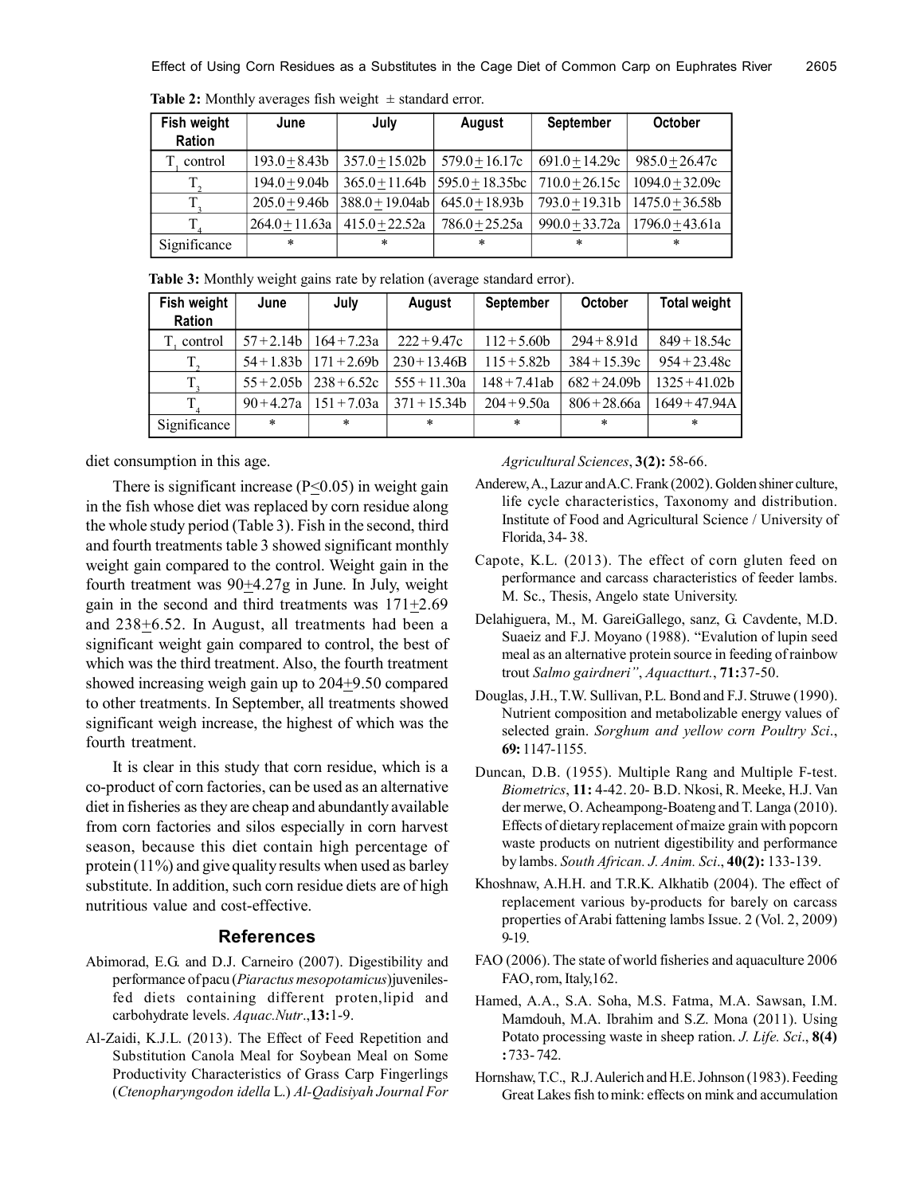**Table 2:** Monthly averages fish weight ± standard error.

| Fish weight Ration | June | July | August | September | October |
|---|---|---|---|---|---|
| $T_1$ control | 193.0±8.43b | 357.0±15.02b | 579.0±16.17c | 691.0±14.29c | 985.0±26.47c |
| $T_2$ | 194.0±9.04b | 365.0±11.64b | 595.0±18.35bc | 710.0±26.15c | 1094.0±32.09c |
| $T_3$ | 205.0±9.46b | 388.0±19.04ab | 645.0±18.93b | 793.0±19.31b | 1475.0±36.58b |
| $T_4$ | 264.0±11.63a | 415.0±22.52a | 786.0±25.25a | 990.0±33.72a | 1796.0±43.61a |
| Significance | * | * | * | * | * |

**Table 3:** Monthly weight gains rate by relation (average standard error).

| Fish weight Ration | June | July | August | September | October | Total weight |
|---|---|---|---|---|---|---|
| $T_1$ control | 57+2.14b | 164+7.23a | 222+9.47c | 112+5.60b | 294+8.91d | 849+18.54c |
| $T_2$ | 54+1.83b | 171+2.69b | 230+13.46B | 115+5.82b | 384+15.39c | 954+23.48c |
| $T_3$ | 55+2.05b | 238+6.52c | 555+11.30a | 148+7.41ab | 682+24.09b | 1325+41.02b |
| $T_4$ | 90+4.27a | 151+7.03a | 371+15.34b | 204+9.50a | 806+28.66a | 1649+47.94A |
| Significance | * | * | * | * | * | * |

diet consumption in this age.

There is significant increase ($P \leq 0.05$) in weight gain in the fish whose diet was replaced by corn residue along the whole study period (Table 3). Fish in the second, third and fourth treatments table 3 showed significant monthly weight gain compared to the control. Weight gain in the fourth treatment was 90±4.27g in June. In July, weight gain in the second and third treatments was 171±2.69 and 238±6.52. In August, all treatments had been a significant weight gain compared to control, the best of which was the third treatment. Also, the fourth treatment showed increasing weigh gain up to 204±9.50 compared to other treatments. In September, all treatments showed significant weigh increase, the highest of which was the fourth treatment.

It is clear in this study that corn residue, which is a co-product of corn factories, can be used as an alternative diet in fisheries as they are cheap and abundantly available from corn factories and silos especially in corn harvest season, because this diet contain high percentage of protein (11%) and give quality results when used as barley substitute. In addition, such corn residue diets are of high nutritious value and cost-effective.

## References

Abimorad, E.G. and D.J. Carneiro (2007). Digestibility and performance of pacu (*Piaractus mesopotamicus*)juveniles-fed diets containing different proten,lipid and carbohydrate levels. *Aquac.Nutr*.,**13:**1-9.

Al-Zaidi, K.J.L. (2013). The Effect of Feed Repetition and Substitution Canola Meal for Soybean Meal on Some Productivity Characteristics of Grass Carp Fingerlings (*Ctenopharyngodon idella* L.) *Al-Qadisiyah Journal For Agricultural Sciences*, **3(2):** 58-66.

Anderew, A., Lazur and A.C. Frank (2002). Golden shiner culture, life cycle characteristics, Taxonomy and distribution. Institute of Food and Agricultural Science / University of Florida, 34- 38.

Capote, K.L. (2013). The effect of corn gluten feed on performance and carcass characteristics of feeder lambs. M. Sc., Thesis, Angelo state University.

Delahiguera, M., M. GareiGallego, sanz, G. Cavdente, M.D. Suaeiz and F.J. Moyano (1988). "Evalution of lupin seed meal as an alternative protein source in feeding of rainbow trout *Salmo gairdneri"*, *Aquactturt.*, **71:**37-50.

Douglas, J.H., T.W. Sullivan, P.L. Bond and F.J. Struwe (1990). Nutrient composition and metabolizable energy values of selected grain. *Sorghum and yellow corn Poultry Sci*., **69:** 1147-1155.

Duncan, D.B. (1955). Multiple Rang and Multiple F-test. *Biometrics*, **11:** 4-42. 20- B.D. Nkosi, R. Meeke, H.J. Van der merwe, O. Acheampong-Boateng and T. Langa (2010). Effects of dietary replacement of maize grain with popcorn waste products on nutrient digestibility and performance by lambs. *South African. J. Anim. Sci*., **40(2):** 133-139.

Khoshnaw, A.H.H. and T.R.K. Alkhatib (2004). The effect of replacement various by-products for barely on carcass properties of Arabi fattening lambs Issue. 2 (Vol. 2, 2009) 9-19.

FAO (2006). The state of world fisheries and aquaculture 2006 FAO, rom, Italy,162.

Hamed, A.A., S.A. Soha, M.S. Fatma, M.A. Sawsan, I.M. Mamdouh, M.A. Ibrahim and S.Z. Mona (2011). Using Potato processing waste in sheep ration. *J. Life. Sci*., **8(4) :** 733- 742.

Hornshaw, T.C., R.J. Aulerich and H.E. Johnson (1983). Feeding Great Lakes fish to mink: effects on mink and accumulation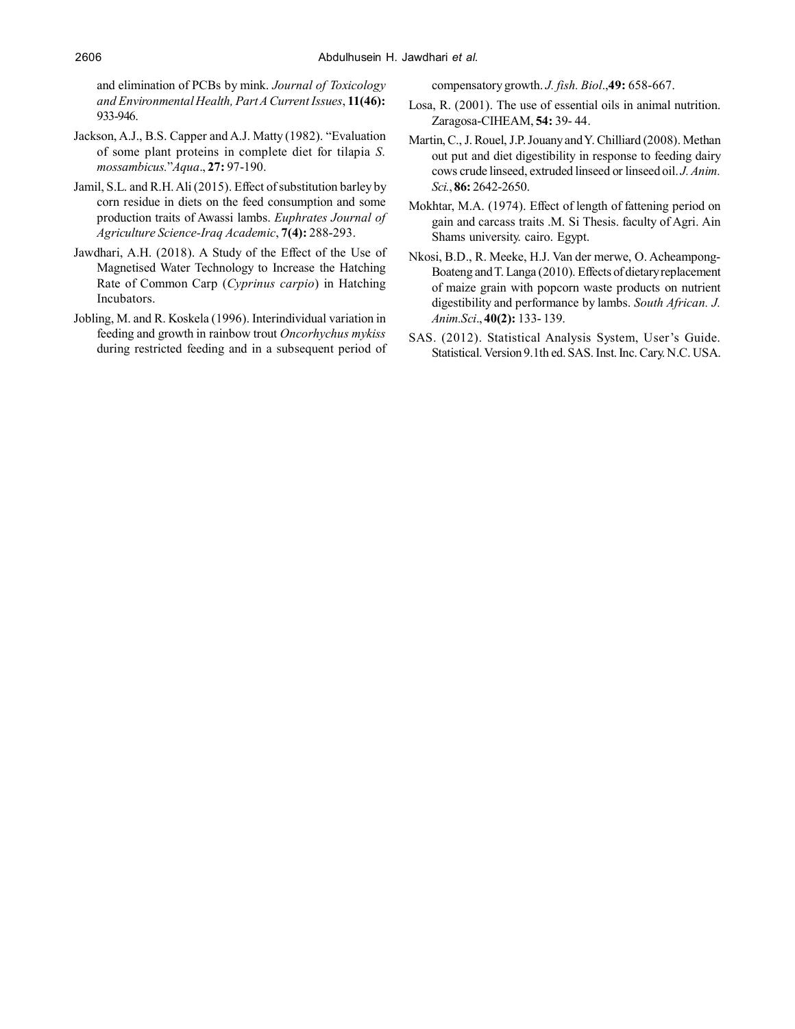and elimination of PCBs by mink. *Journal of Toxicology and Environmental Health, Part A Current Issues*, **11(46):** 933-946.

Jackson, A.J., B.S. Capper and A.J. Matty (1982). "Evaluation of some plant proteins in complete diet for tilapia *S. mossambicus.*"*Aqua*., **27:** 97-190.

Jamil, S.L. and R.H. Ali (2015). Effect of substitution barley by corn residue in diets on the feed consumption and some production traits of Awassi lambs. *Euphrates Journal of Agriculture Science-Iraq Academic*, **7(4):** 288-293.

Jawdhari, A.H. (2018). A Study of the Effect of the Use of Magnetised Water Technology to Increase the Hatching Rate of Common Carp (*Cyprinus carpio*) in Hatching Incubators.

Jobling, M. and R. Koskela (1996). Interindividual variation in feeding and growth in rainbow trout *Oncorhychus mykiss* during restricted feeding and in a subsequent period of compensatory growth. *J. fish. Biol*.,**49:** 658-667.

Losa, R. (2001). The use of essential oils in animal nutrition. Zaragosa-CIHEAM, **54:** 39- 44.

Martin, C., J. Rouel, J.P. Jouany and Y. Chilliard (2008). Methan out put and diet digestibility in response to feeding dairy cows crude linseed, extruded linseed or linseed oil. *J. Anim. Sci.*, **86:** 2642-2650.

Mokhtar, M.A. (1974). Effect of length of fattening period on gain and carcass traits .M. Si Thesis. faculty of Agri. Ain Shams university. cairo. Egypt.

Nkosi, B.D., R. Meeke, H.J. Van der merwe, O. Acheampong-Boateng and T. Langa (2010). Effects of dietary replacement of maize grain with popcorn waste products on nutrient digestibility and performance by lambs. *South African. J. Anim.Sci*., **40(2):** 133- 139.

SAS. (2012). Statistical Analysis System, User's Guide. Statistical. Version 9.1th ed. SAS. Inst. Inc. Cary. N.C. USA.